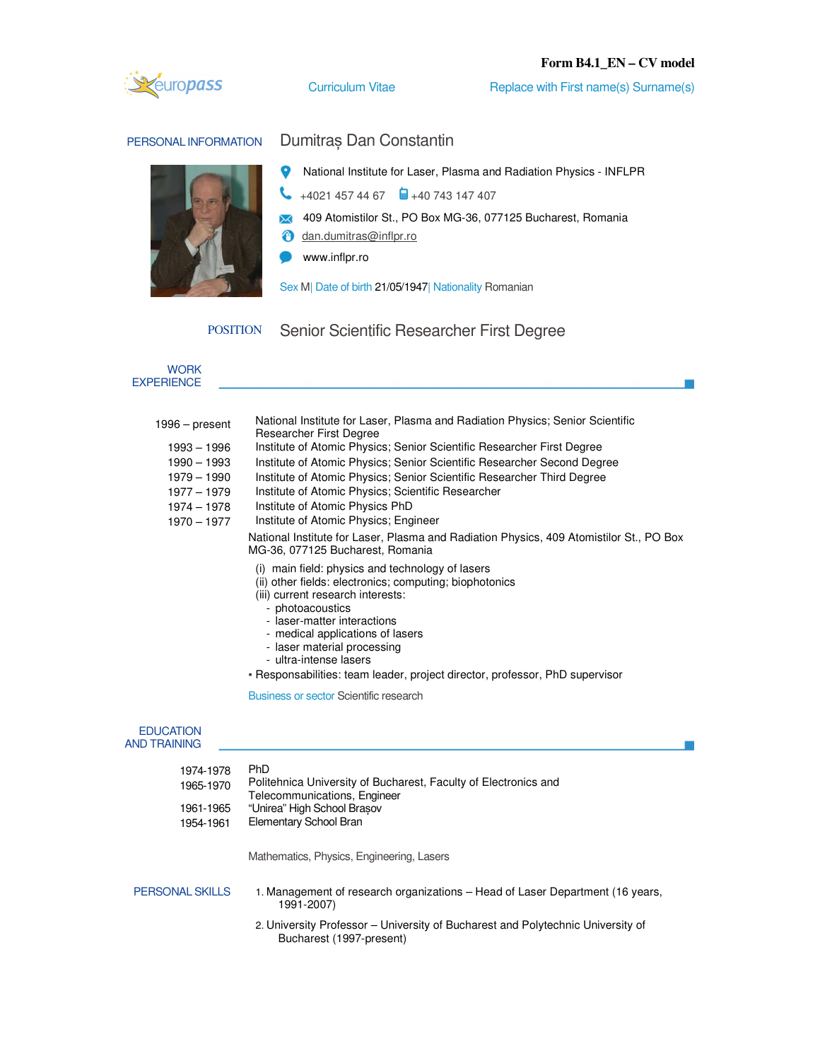**Form B4.1_EN – CV model**

europass Curriculum Vitae Replace with First name(s) Surname(s)

## PERSONAL INFORMATION

**Dumitraș Dan Constantin**

National Institute for Laser, Plasma and Radiation Physics - INFLPR

+4021 457 44 67 +40 743 147 407

409 Atomistilor St., PO Box MG-36, 077125 Bucharest, Romania

dan.dumitras@inflpr.ro

www.inflpr.ro

Sex M| Date of birth 21/05/1947| Nationality Romanian

## POSITION

Senior Scientific Researcher First Degree

## WORK EXPERIENCE

| | |
|---|---|
| 1996 – present | National Institute for Laser, Plasma and Radiation Physics; Senior Scientific Researcher First Degree |
| 1993 – 1996 | Institute of Atomic Physics; Senior Scientific Researcher First Degree |
| 1990 – 1993 | Institute of Atomic Physics; Senior Scientific Researcher Second Degree |
| 1979 – 1990 | Institute of Atomic Physics; Senior Scientific Researcher Third Degree |
| 1977 – 1979 | Institute of Atomic Physics; Scientific Researcher |
| 1974 – 1978 | Institute of Atomic Physics PhD |
| 1970 – 1977 | Institute of Atomic Physics; Engineer |

National Institute for Laser, Plasma and Radiation Physics, 409 Atomistilor St., PO Box MG-36, 077125 Bucharest, Romania

(i) main field: physics and technology of lasers
(ii) other fields: electronics; computing; biophotonics
(iii) current research interests:
- photoacoustics
- laser-matter interactions
- medical applications of lasers
- laser material processing
- ultra-intense lasers

▪ Responsabilities: team leader, project director, professor, PhD supervisor

Business or sector Scientific research

## EDUCATION AND TRAINING

| | |
|---|---|
| 1974-1978 | PhD |
| 1965-1970 | Politehnica University of Bucharest, Faculty of Electronics and Telecommunications, Engineer |
| 1961-1965 | "Unirea" High School Brașov |
| 1954-1961 | Elementary School Bran |

Mathematics, Physics, Engineering, Lasers

## PERSONAL SKILLS

1. Management of research organizations – Head of Laser Department (16 years, 1991-2007)
2. University Professor – University of Bucharest and Polytechnic University of Bucharest (1997-present)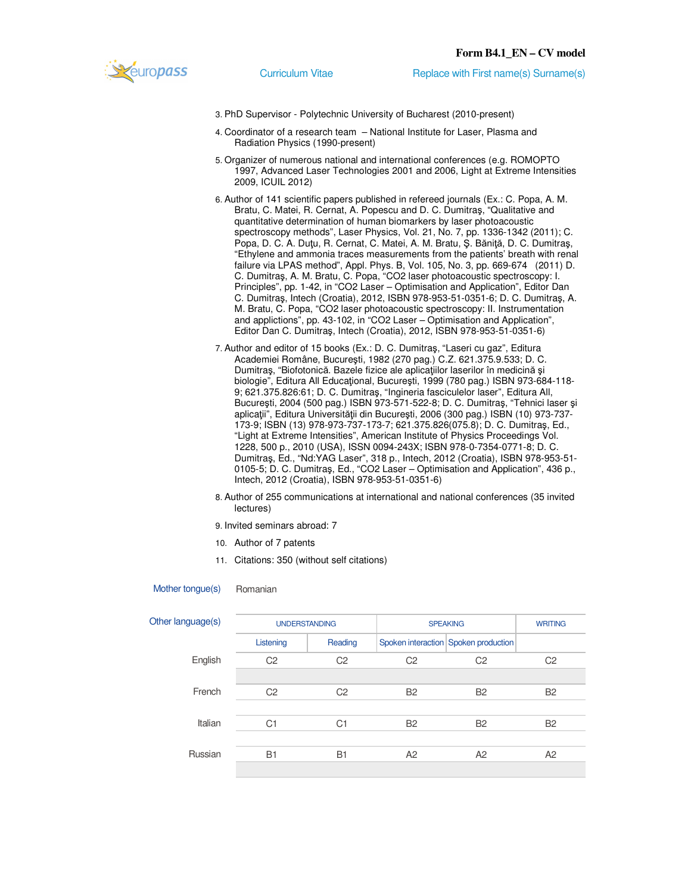3. PhD Supervisor - Polytechnic University of Bucharest (2010-present)

4. Coordinator of a research team – National Institute for Laser, Plasma and Radiation Physics (1990-present)

5. Organizer of numerous national and international conferences (e.g. ROMOPTO 1997, Advanced Laser Technologies 2001 and 2006, Light at Extreme Intensities 2009, ICUIL 2012)

6. Author of 141 scientific papers published in refereed journals (Ex.: C. Popa, A. M. Bratu, C. Matei, R. Cernat, A. Popescu and D. C. Dumitraş, "Qualitative and quantitative determination of human biomarkers by laser photoacoustic spectroscopy methods", Laser Physics, Vol. 21, No. 7, pp. 1336-1342 (2011); C. Popa, D. C. A. Duţu, R. Cernat, C. Matei, A. M. Bratu, Ş. Băniţă, D. C. Dumitraş, "Ethylene and ammonia traces measurements from the patients' breath with renal failure via LPAS method", Appl. Phys. B, Vol. 105, No. 3, pp. 669-674 (2011) D. C. Dumitraş, A. M. Bratu, C. Popa, "CO2 laser photoacoustic spectroscopy: I. Principles", pp. 1-42, in "CO2 Laser – Optimisation and Application", Editor Dan C. Dumitraş, Intech (Croatia), 2012, ISBN 978-953-51-0351-6; D. C. Dumitraş, A. M. Bratu, C. Popa, "CO2 laser photoacoustic spectroscopy: II. Instrumentation and applictions", pp. 43-102, in "CO2 Laser – Optimisation and Application", Editor Dan C. Dumitraş, Intech (Croatia), 2012, ISBN 978-953-51-0351-6)

7. Author and editor of 15 books (Ex.: D. C. Dumitraş, "Laseri cu gaz", Editura Academiei Române, Bucureşti, 1982 (270 pag.) C.Z. 621.375.9.533; D. C. Dumitraş, "Biofotonică. Bazele fizice ale aplicaţiilor laserilor în medicină şi biologie", Editura All Educaţional, Bucureşti, 1999 (780 pag.) ISBN 973-684-118-9; 621.375.826:61; D. C. Dumitraş, "Ingineria fasciculelor laser", Editura All, Bucureşti, 2004 (500 pag.) ISBN 973-571-522-8; D. C. Dumitraş, "Tehnici laser şi aplicaţii", Editura Universităţii din Bucureşti, 2006 (300 pag.) ISBN (10) 973-737-173-9; ISBN (13) 978-973-737-173-7; 621.375.826(075.8); D. C. Dumitraş, Ed., "Light at Extreme Intensities", American Institute of Physics Proceedings Vol. 1228, 500 p., 2010 (USA), ISSN 0094-243X; ISBN 978-0-7354-0771-8; D. C. Dumitraş, Ed., "Nd:YAG Laser", 318 p., Intech, 2012 (Croatia), ISBN 978-953-51-0105-5; D. C. Dumitraş, Ed., "CO2 Laser – Optimisation and Application", 436 p., Intech, 2012 (Croatia), ISBN 978-953-51-0351-6)

8. Author of 255 communications at international and national conferences (35 invited lectures)

9. Invited seminars abroad: 7

10. Author of 7 patents

11. Citations: 350 (without self citations)

**Mother tongue(s)** Romanian

**Other language(s)**

| | UNDERSTANDING | | SPEAKING | | WRITING |
|---|---|---|---|---|---|
| | Listening | Reading | Spoken interaction | Spoken production | |
| English | C2 | C2 | C2 | C2 | C2 |
| French | C2 | C2 | B2 | B2 | B2 |
| Italian | C1 | C1 | B2 | B2 | B2 |
| Russian | B1 | B1 | A2 | A2 | A2 |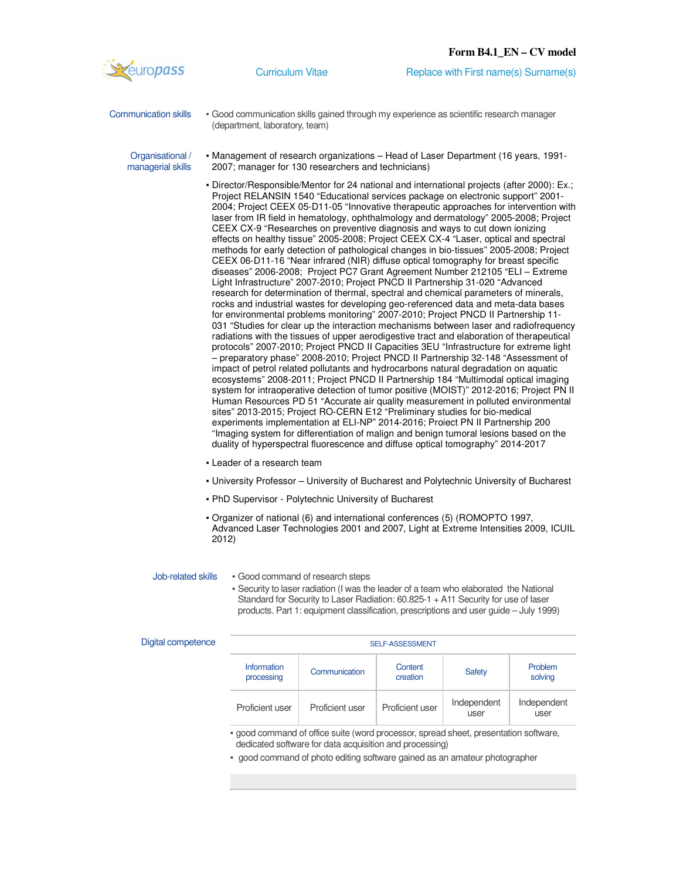Communication skills

- Good communication skills gained through my experience as scientific research manager (department, laboratory, team)

Organisational / managerial skills

- Management of research organizations – Head of Laser Department (16 years, 1991-2007; manager for 130 researchers and technicians)
- Director/Responsible/Mentor for 24 national and international projects (after 2000): Ex.; Project RELANSIN 1540 "Educational services package on electronic support" 2001-2004; Project CEEX 05-D11-05 "Innovative therapeutic approaches for intervention with laser from IR field in hematology, ophthalmology and dermatology" 2005-2008; Project CEEX CX-9 "Researches on preventive diagnosis and ways to cut down ionizing effects on healthy tissue" 2005-2008; Project CEEX CX-4 "Laser, optical and spectral methods for early detection of pathological changes in bio-tissues" 2005-2008; Project CEEX 06-D11-16 "Near infrared (NIR) diffuse optical tomography for breast specific diseases" 2006-2008; Project PC7 Grant Agreement Number 212105 "ELI – Extreme Light Infrastructure" 2007-2010; Project PNCD II Partnership 31-020 "Advanced research for determination of thermal, spectral and chemical parameters of minerals, rocks and industrial wastes for developing geo-referenced data and meta-data bases for environmental problems monitoring" 2007-2010; Project PNCD II Partnership 11-031 "Studies for clear up the interaction mechanisms between laser and radiofrequency radiations with the tissues of upper aerodigestive tract and elaboration of therapeutical protocols" 2007-2010; Project PNCD II Capacities 3EU "Infrastructure for extreme light – preparatory phase" 2008-2010; Project PNCD II Partnership 32-148 "Assessment of impact of petrol related pollutants and hydrocarbons natural degradation on aquatic ecosystems" 2008-2011; Project PNCD II Partnership 184 "Multimodal optical imaging system for intraoperative detection of tumor positive (MOIST)" 2012-2016; Project PN II Human Resources PD 51 "Accurate air quality measurement in polluted environmental sites" 2013-2015; Project RO-CERN E12 "Preliminary studies for bio-medical experiments implementation at ELI-NP" 2014-2016; Proiect PN II Partnership 200 "Imaging system for differentiation of malign and benign tumoral lesions based on the duality of hyperspectral fluorescence and diffuse optical tomography" 2014-2017
- Leader of a research team
- University Professor – University of Bucharest and Polytechnic University of Bucharest
- PhD Supervisor - Polytechnic University of Bucharest
- Organizer of national (6) and international conferences (5) (ROMOPTO 1997, Advanced Laser Technologies 2001 and 2007, Light at Extreme Intensities 2009, ICUIL 2012)

Job-related skills

- Good command of research steps
- Security to laser radiation (I was the leader of a team who elaborated the National Standard for Security to Laser Radiation: 60.825-1 + A11 Security for use of laser products. Part 1: equipment classification, prescriptions and user guide – July 1999)

Digital competence

| SELF-ASSESSMENT | | | | |
|---|---|---|---|---|
| Information processing | Communication | Content creation | Safety | Problem solving |
| Proficient user | Proficient user | Proficient user | Independent user | Independent user |

- good command of office suite (word processor, spread sheet, presentation software, dedicated software for data acquisition and processing)
- good command of photo editing software gained as an amateur photographer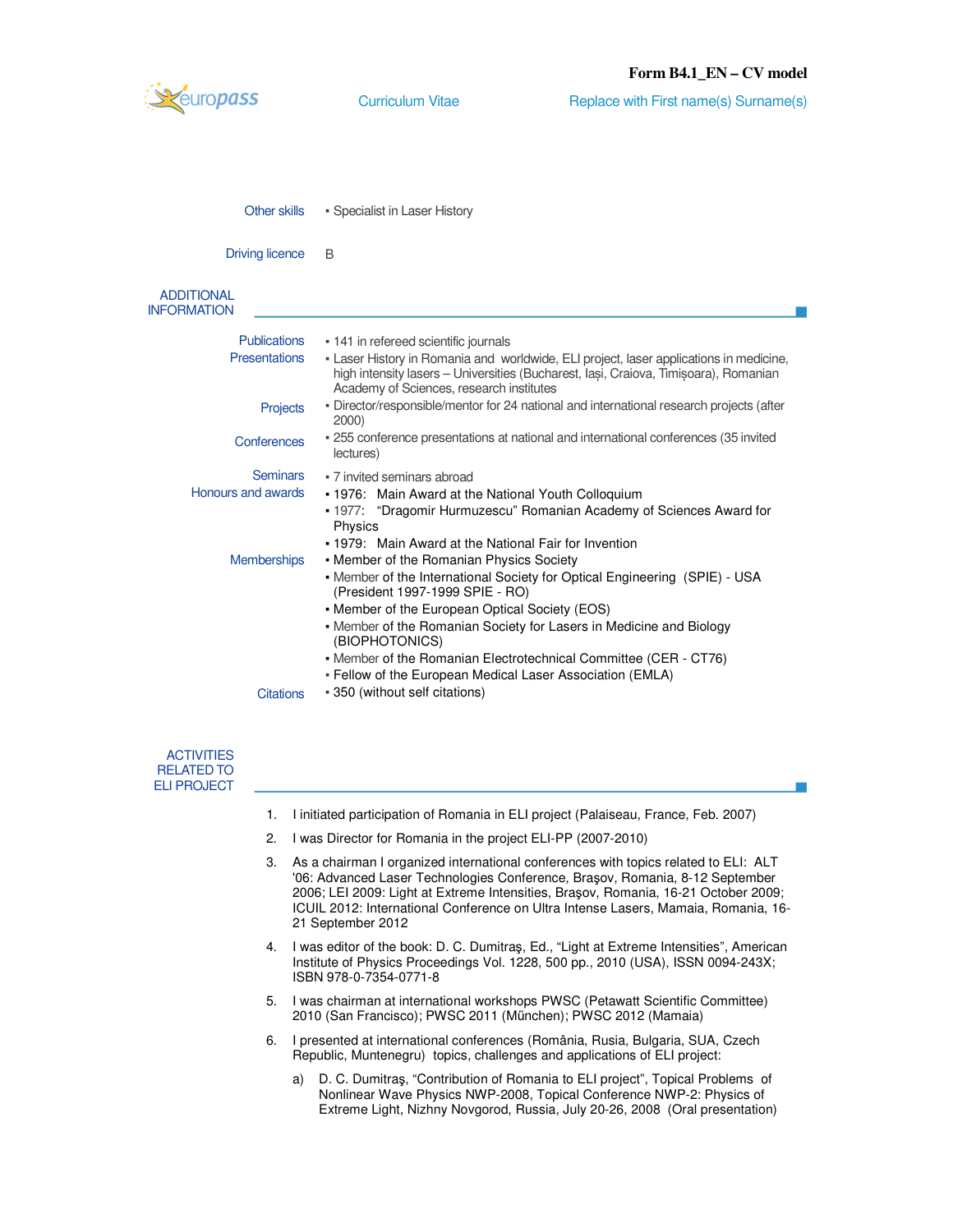Other skills
- Specialist in Laser History

Driving licence
B

## ADDITIONAL INFORMATION

**Publications**
- 141 in refereed scientific journals

**Presentations**
- Laser History in Romania and worldwide, ELI project, laser applications in medicine, high intensity lasers – Universities (Bucharest, Iași, Craiova, Timișoara), Romanian Academy of Sciences, research institutes

**Projects**
- Director/responsible/mentor for 24 national and international research projects (after 2000)

**Conferences**
- 255 conference presentations at national and international conferences (35 invited lectures)

**Seminars**
- 7 invited seminars abroad

**Honours and awards**
- 1976: Main Award at the National Youth Colloquium
- 1977: "Dragomir Hurmuzescu" Romanian Academy of Sciences Award for Physics
- 1979: Main Award at the National Fair for Invention

**Memberships**
- Member of the Romanian Physics Society
- Member of the International Society for Optical Engineering (SPIE) - USA (President 1997-1999 SPIE - RO)
- Member of the European Optical Society (EOS)
- Member of the Romanian Society for Lasers in Medicine and Biology (BIOPHOTONICS)
- Member of the Romanian Electrotechnical Committee (CER - CT76)
- Fellow of the European Medical Laser Association (EMLA)

**Citations**
- 350 (without self citations)

## ACTIVITIES RELATED TO ELI PROJECT

1. I initiated participation of Romania in ELI project (Palaiseau, France, Feb. 2007)
2. I was Director for Romania in the project ELI-PP (2007-2010)
3. As a chairman I organized international conferences with topics related to ELI: ALT '06: Advanced Laser Technologies Conference, Braşov, Romania, 8-12 September 2006; LEI 2009: Light at Extreme Intensities, Braşov, Romania, 16-21 October 2009; ICUIL 2012: International Conference on Ultra Intense Lasers, Mamaia, Romania, 16-21 September 2012
4. I was editor of the book: D. C. Dumitraş, Ed., "Light at Extreme Intensities", American Institute of Physics Proceedings Vol. 1228, 500 pp., 2010 (USA), ISSN 0094-243X; ISBN 978-0-7354-0771-8
5. I was chairman at international workshops PWSC (Petawatt Scientific Committee) 2010 (San Francisco); PWSC 2011 (Műnchen); PWSC 2012 (Mamaia)
6. I presented at international conferences (România, Rusia, Bulgaria, SUA, Czech Republic, Muntenegru) topics, challenges and applications of ELI project:
   a) D. C. Dumitraş, "Contribution of Romania to ELI project", Topical Problems of Nonlinear Wave Physics NWP-2008, Topical Conference NWP-2: Physics of Extreme Light, Nizhny Novgorod, Russia, July 20-26, 2008 (Oral presentation)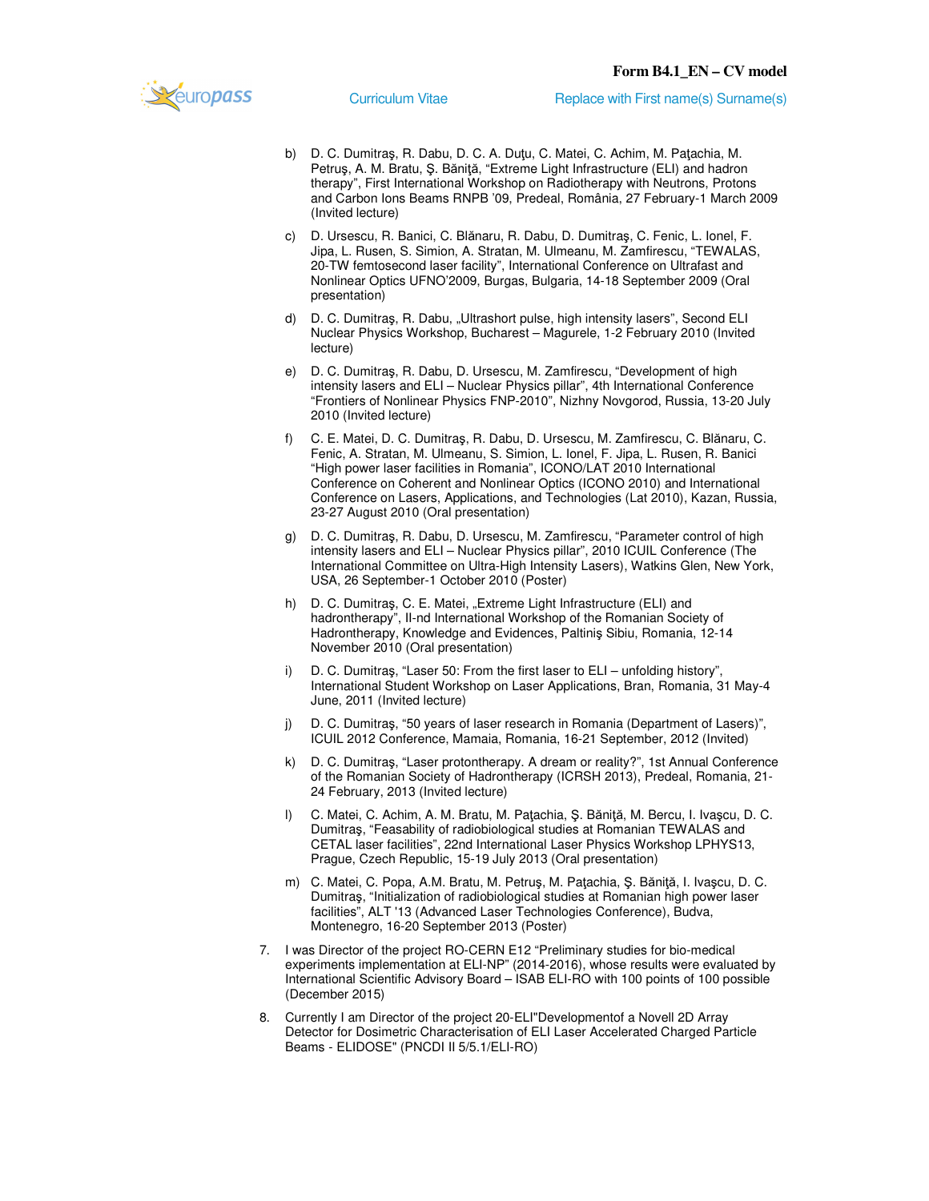b) D. C. Dumitraş, R. Dabu, D. C. A. Duţu, C. Matei, C. Achim, M. Paţachia, M. Petruş, A. M. Bratu, Ş. Băniţă, "Extreme Light Infrastructure (ELI) and hadron therapy", First International Workshop on Radiotherapy with Neutrons, Protons and Carbon Ions Beams RNPB '09, Predeal, România, 27 February-1 March 2009 (Invited lecture)

c) D. Ursescu, R. Banici, C. Blănaru, R. Dabu, D. Dumitraş, C. Fenic, L. Ionel, F. Jipa, L. Rusen, S. Simion, A. Stratan, M. Ulmeanu, M. Zamfirescu, "TEWALAS, 20-TW femtosecond laser facility", International Conference on Ultrafast and Nonlinear Optics UFNO'2009, Burgas, Bulgaria, 14-18 September 2009 (Oral presentation)

d) D. C. Dumitraş, R. Dabu, „Ultrashort pulse, high intensity lasers", Second ELI Nuclear Physics Workshop, Bucharest – Magurele, 1-2 February 2010 (Invited lecture)

e) D. C. Dumitraş, R. Dabu, D. Ursescu, M. Zamfirescu, "Development of high intensity lasers and ELI – Nuclear Physics pillar", 4th International Conference "Frontiers of Nonlinear Physics FNP-2010", Nizhny Novgorod, Russia, 13-20 July 2010 (Invited lecture)

f) C. E. Matei, D. C. Dumitraş, R. Dabu, D. Ursescu, M. Zamfirescu, C. Blănaru, C. Fenic, A. Stratan, M. Ulmeanu, S. Simion, L. Ionel, F. Jipa, L. Rusen, R. Banici "High power laser facilities in Romania", ICONO/LAT 2010 International Conference on Coherent and Nonlinear Optics (ICONO 2010) and International Conference on Lasers, Applications, and Technologies (Lat 2010), Kazan, Russia, 23-27 August 2010 (Oral presentation)

g) D. C. Dumitraş, R. Dabu, D. Ursescu, M. Zamfirescu, "Parameter control of high intensity lasers and ELI – Nuclear Physics pillar", 2010 ICUIL Conference (The International Committee on Ultra-High Intensity Lasers), Watkins Glen, New York, USA, 26 September-1 October 2010 (Poster)

h) D. C. Dumitraş, C. E. Matei, „Extreme Light Infrastructure (ELI) and hadrontherapy", II-nd International Workshop of the Romanian Society of Hadrontherapy, Knowledge and Evidences, Paltiniş Sibiu, Romania, 12-14 November 2010 (Oral presentation)

i) D. C. Dumitraş, "Laser 50: From the first laser to ELI – unfolding history", International Student Workshop on Laser Applications, Bran, Romania, 31 May-4 June, 2011 (Invited lecture)

j) D. C. Dumitraş, "50 years of laser research in Romania (Department of Lasers)", ICUIL 2012 Conference, Mamaia, Romania, 16-21 September, 2012 (Invited)

k) D. C. Dumitraş, "Laser protontherapy. A dream or reality?", 1st Annual Conference of the Romanian Society of Hadrontherapy (ICRSH 2013), Predeal, Romania, 21-24 February, 2013 (Invited lecture)

l) C. Matei, C. Achim, A. M. Bratu, M. Paţachia, Ş. Băniţă, M. Bercu, I. Ivaşcu, D. C. Dumitraş, "Feasability of radiobiological studies at Romanian TEWALAS and CETAL laser facilities", 22nd International Laser Physics Workshop LPHYS13, Prague, Czech Republic, 15-19 July 2013 (Oral presentation)

m) C. Matei, C. Popa, A.M. Bratu, M. Petruş, M. Paţachia, Ş. Băniţă, I. Ivaşcu, D. C. Dumitraş, "Initialization of radiobiological studies at Romanian high power laser facilities", ALT '13 (Advanced Laser Technologies Conference), Budva, Montenegro, 16-20 September 2013 (Poster)

7. I was Director of the project RO-CERN E12 "Preliminary studies for bio-medical experiments implementation at ELI-NP" (2014-2016), whose results were evaluated by International Scientific Advisory Board – ISAB ELI-RO with 100 points of 100 possible (December 2015)

8. Currently I am Director of the project 20-ELI"Developmentof a Novell 2D Array Detector for Dosimetric Characterisation of ELI Laser Accelerated Charged Particle Beams - ELIDOSE" (PNCDI II 5/5.1/ELI-RO)